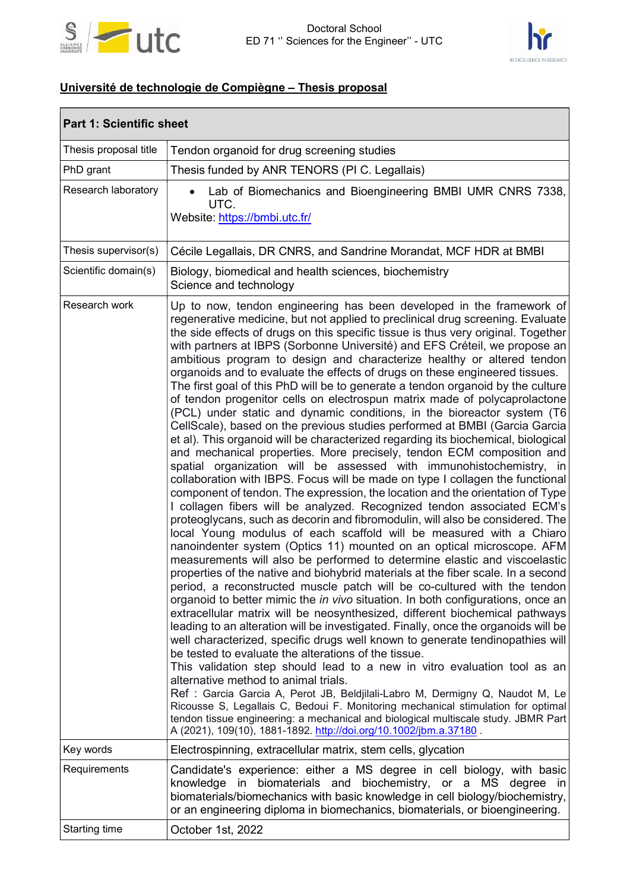Doctoral School
ED 71 '' Sciences for the Engineer'' - UTC

**Université de technologie de Compiègne – Thesis proposal**

| **Part 1: Scientific sheet** | |
|---|---|
| Thesis proposal title | Tendon organoid for drug screening studies |
| PhD grant | Thesis funded by ANR TENORS (PI C. Legallais) |
| Research laboratory | • Lab of Biomechanics and Bioengineering BMBI UMR CNRS 7338, UTC.<br>Website: https://bmbi.utc.fr/ |
| Thesis supervisor(s) | Cécile Legallais, DR CNRS, and Sandrine Morandat, MCF HDR at BMBI |
| Scientific domain(s) | Biology, biomedical and health sciences, biochemistry<br>Science and technology |
| Research work | Up to now, tendon engineering has been developed in the framework of regenerative medicine, but not applied to preclinical drug screening. Evaluate the side effects of drugs on this specific tissue is thus very original. Together with partners at IBPS (Sorbonne Université) and EFS Créteil, we propose an ambitious program to design and characterize healthy or altered tendon organoids and to evaluate the effects of drugs on these engineered tissues.<br>The first goal of this PhD will be to generate a tendon organoid by the culture of tendon progenitor cells on electrospun matrix made of polycaprolactone (PCL) under static and dynamic conditions, in the bioreactor system (T6 CellScale), based on the previous studies performed at BMBI (Garcia Garcia et al). This organoid will be characterized regarding its biochemical, biological and mechanical properties. More precisely, tendon ECM composition and spatial organization will be assessed with immunohistochemistry, in collaboration with IBPS. Focus will be made on type I collagen the functional component of tendon. The expression, the location and the orientation of Type I collagen fibers will be analyzed. Recognized tendon associated ECM's proteoglycans, such as decorin and fibromodulin, will also be considered. The local Young modulus of each scaffold will be measured with a Chiaro nanoindenter system (Optics 11) mounted on an optical microscope. AFM measurements will also be performed to determine elastic and viscoelastic properties of the native and biohybrid materials at the fiber scale. In a second period, a reconstructed muscle patch will be co-cultured with the tendon organoid to better mimic the *in vivo* situation. In both configurations, once an extracellular matrix will be neosynthesized, different biochemical pathways leading to an alteration will be investigated. Finally, once the organoids will be well characterized, specific drugs well known to generate tendinopathies will be tested to evaluate the alterations of the tissue.<br>This validation step should lead to a new in vitro evaluation tool as an alternative method to animal trials.<br>Ref : Garcia Garcia A, Perot JB, Beldjilali-Labro M, Dermigny Q, Naudot M, Le Ricousse S, Legallais C, Bedoui F. Monitoring mechanical stimulation for optimal tendon tissue engineering: a mechanical and biological multiscale study. JBMR Part A (2021), 109(10), 1881-1892. http://doi.org/10.1002/jbm.a.37180 . |
| Key words | Electrospinning, extracellular matrix, stem cells, glycation |
| Requirements | Candidate's experience: either a MS degree in cell biology, with basic knowledge in biomaterials and biochemistry, or a MS degree in biomaterials/biomechanics with basic knowledge in cell biology/biochemistry, or an engineering diploma in biomechanics, biomaterials, or bioengineering. |
| Starting time | October 1st, 2022 |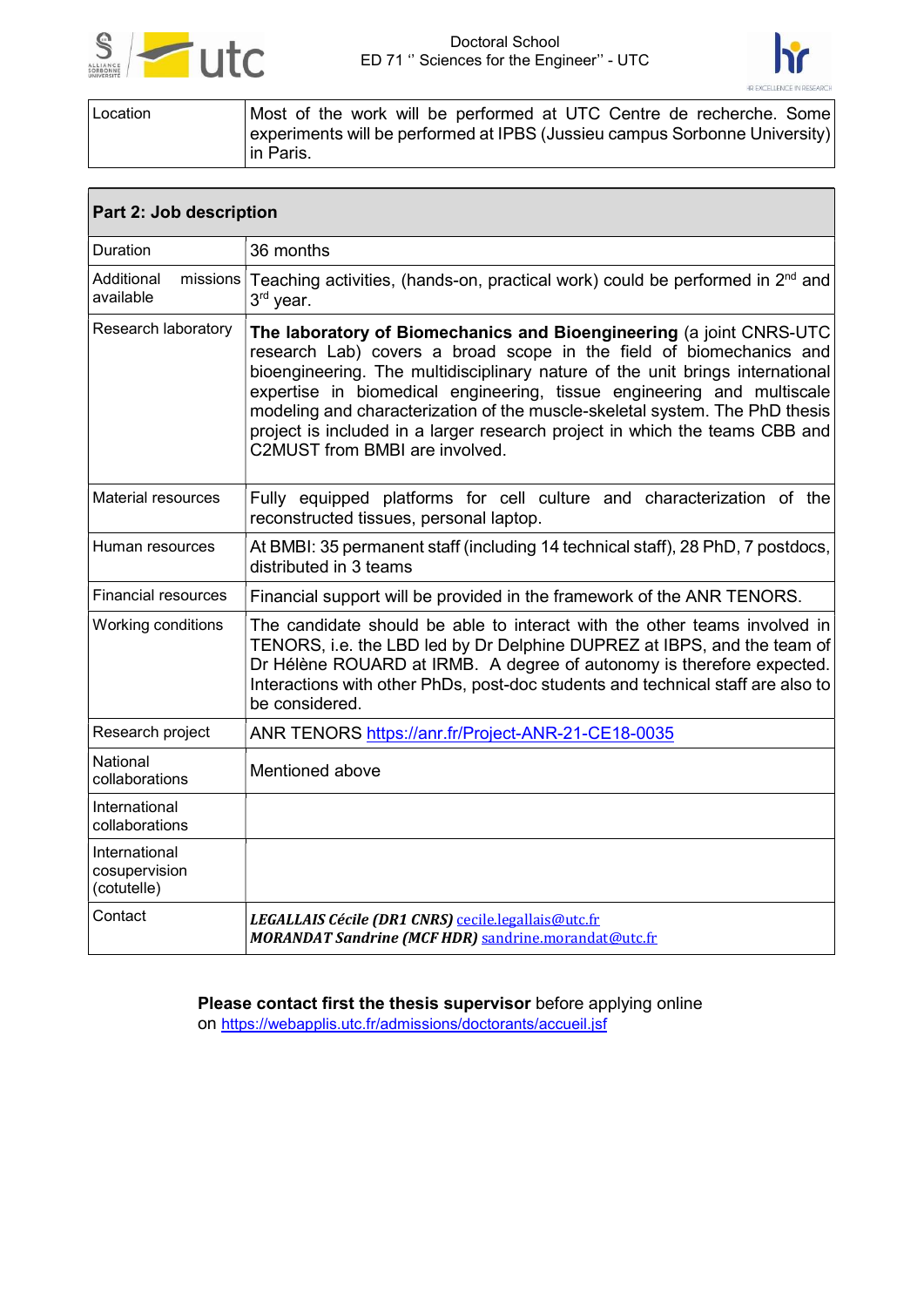| | |
|---|---|
| Location | Most of the work will be performed at UTC Centre de recherche. Some experiments will be performed at IPBS (Jussieu campus Sorbonne University) in Paris. |

| **Part 2: Job description** | |
|---|---|
| Duration | 36 months |
| Additional missions available | Teaching activities, (hands-on, practical work) could be performed in 2nd and 3rd year. |
| Research laboratory | **The laboratory of Biomechanics and Bioengineering** (a joint CNRS-UTC research Lab) covers a broad scope in the field of biomechanics and bioengineering. The multidisciplinary nature of the unit brings international expertise in biomedical engineering, tissue engineering and multiscale modeling and characterization of the muscle-skeletal system. The PhD thesis project is included in a larger research project in which the teams CBB and C2MUST from BMBI are involved. |
| Material resources | Fully equipped platforms for cell culture and characterization of the reconstructed tissues, personal laptop. |
| Human resources | At BMBI: 35 permanent staff (including 14 technical staff), 28 PhD, 7 postdocs, distributed in 3 teams |
| Financial resources | Financial support will be provided in the framework of the ANR TENORS. |
| Working conditions | The candidate should be able to interact with the other teams involved in TENORS, i.e. the LBD led by Dr Delphine DUPREZ at IBPS, and the team of Dr Hélène ROUARD at IRMB. A degree of autonomy is therefore expected. Interactions with other PhDs, post-doc students and technical staff are also to be considered. |
| Research project | ANR TENORS https://anr.fr/Project-ANR-21-CE18-0035 |
| National collaborations | Mentioned above |
| International collaborations | |
| International cosupervision (cotutelle) | |
| Contact | ***LEGALLAIS Cécile (DR1 CNRS)*** cecile.legallais@utc.fr<br>***MORANDAT Sandrine (MCF HDR)*** sandrine.morandat@utc.fr |

**Please contact first the thesis supervisor** before applying online on https://webapplis.utc.fr/admissions/doctorants/accueil.jsf